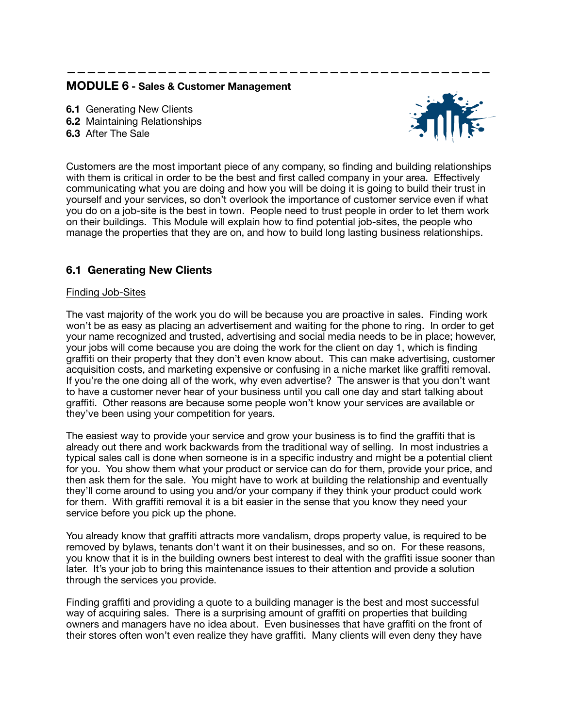## MODULE 6 - Sales & Customer Management

**6.1** Generating New Clients
**6.2** Maintaining Relationships
**6.3** After The Sale

Customers are the most important piece of any company, so finding and building relationships with them is critical in order to be the best and first called company in your area. Effectively communicating what you are doing and how you will be doing it is going to build their trust in yourself and your services, so don't overlook the importance of customer service even if what you do on a job-site is the best in town. People need to trust people in order to let them work on their buildings. This Module will explain how to find potential job-sites, the people who manage the properties that they are on, and how to build long lasting business relationships.

### 6.1 Generating New Clients

Finding Job-Sites

The vast majority of the work you do will be because you are proactive in sales. Finding work won't be as easy as placing an advertisement and waiting for the phone to ring. In order to get your name recognized and trusted, advertising and social media needs to be in place; however, your jobs will come because you are doing the work for the client on day 1, which is finding graffiti on their property that they don't even know about. This can make advertising, customer acquisition costs, and marketing expensive or confusing in a niche market like graffiti removal. If you're the one doing all of the work, why even advertise? The answer is that you don't want to have a customer never hear of your business until you call one day and start talking about graffiti. Other reasons are because some people won't know your services are available or they've been using your competition for years.

The easiest way to provide your service and grow your business is to find the graffiti that is already out there and work backwards from the traditional way of selling. In most industries a typical sales call is done when someone is in a specific industry and might be a potential client for you. You show them what your product or service can do for them, provide your price, and then ask them for the sale. You might have to work at building the relationship and eventually they'll come around to using you and/or your company if they think your product could work for them. With graffiti removal it is a bit easier in the sense that you know they need your service before you pick up the phone.

You already know that graffiti attracts more vandalism, drops property value, is required to be removed by bylaws, tenants don't want it on their businesses, and so on. For these reasons, you know that it is in the building owners best interest to deal with the graffiti issue sooner than later. It's your job to bring this maintenance issues to their attention and provide a solution through the services you provide.

Finding graffiti and providing a quote to a building manager is the best and most successful way of acquiring sales. There is a surprising amount of graffiti on properties that building owners and managers have no idea about. Even businesses that have graffiti on the front of their stores often won't even realize they have graffiti. Many clients will even deny they have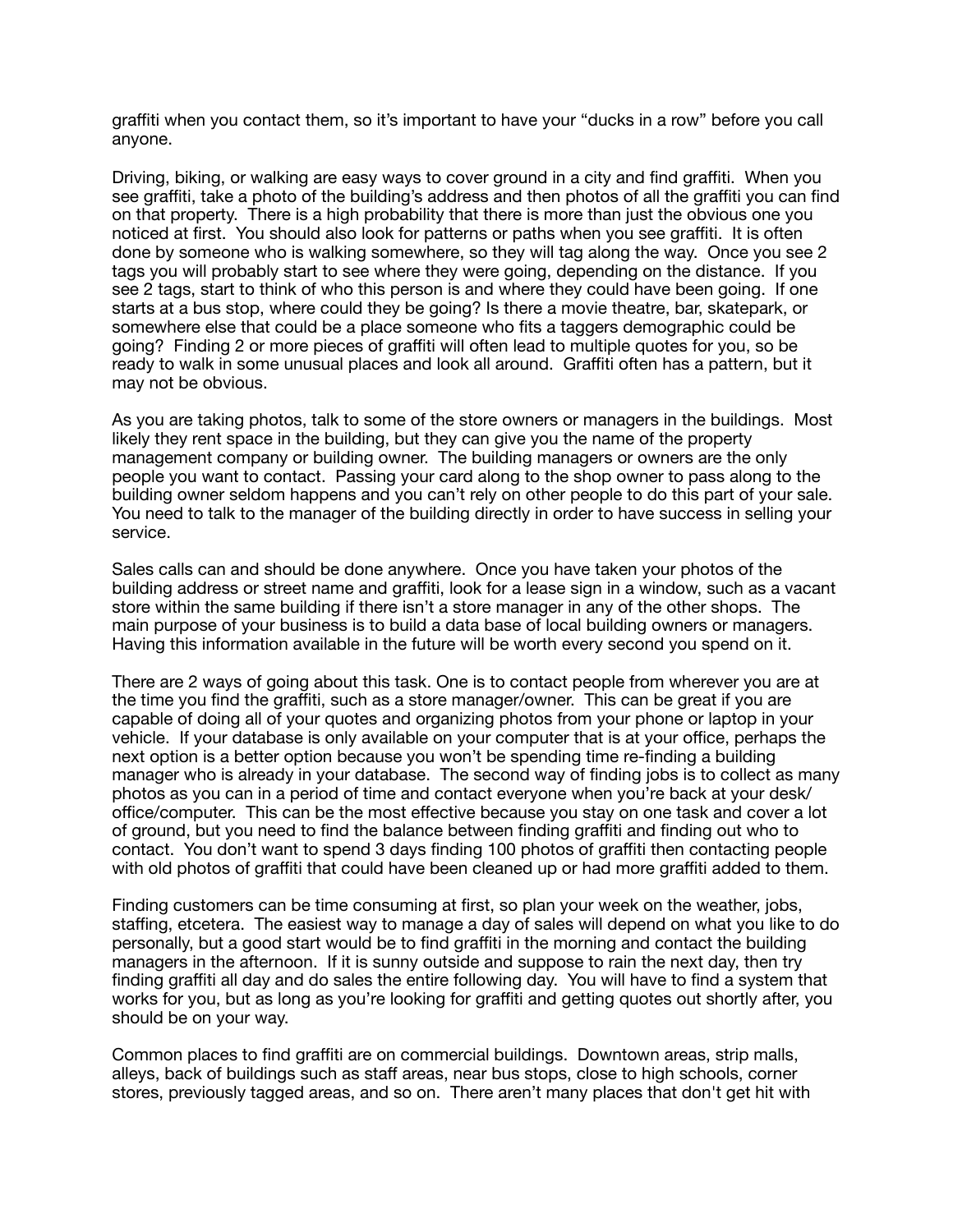graffiti when you contact them, so it's important to have your "ducks in a row" before you call anyone.

Driving, biking, or walking are easy ways to cover ground in a city and find graffiti. When you see graffiti, take a photo of the building's address and then photos of all the graffiti you can find on that property. There is a high probability that there is more than just the obvious one you noticed at first. You should also look for patterns or paths when you see graffiti. It is often done by someone who is walking somewhere, so they will tag along the way. Once you see 2 tags you will probably start to see where they were going, depending on the distance. If you see 2 tags, start to think of who this person is and where they could have been going. If one starts at a bus stop, where could they be going? Is there a movie theatre, bar, skatepark, or somewhere else that could be a place someone who fits a taggers demographic could be going? Finding 2 or more pieces of graffiti will often lead to multiple quotes for you, so be ready to walk in some unusual places and look all around. Graffiti often has a pattern, but it may not be obvious.

As you are taking photos, talk to some of the store owners or managers in the buildings. Most likely they rent space in the building, but they can give you the name of the property management company or building owner. The building managers or owners are the only people you want to contact. Passing your card along to the shop owner to pass along to the building owner seldom happens and you can't rely on other people to do this part of your sale. You need to talk to the manager of the building directly in order to have success in selling your service.

Sales calls can and should be done anywhere. Once you have taken your photos of the building address or street name and graffiti, look for a lease sign in a window, such as a vacant store within the same building if there isn't a store manager in any of the other shops. The main purpose of your business is to build a data base of local building owners or managers. Having this information available in the future will be worth every second you spend on it.

There are 2 ways of going about this task. One is to contact people from wherever you are at the time you find the graffiti, such as a store manager/owner. This can be great if you are capable of doing all of your quotes and organizing photos from your phone or laptop in your vehicle. If your database is only available on your computer that is at your office, perhaps the next option is a better option because you won't be spending time re-finding a building manager who is already in your database. The second way of finding jobs is to collect as many photos as you can in a period of time and contact everyone when you're back at your desk/ office/computer. This can be the most effective because you stay on one task and cover a lot of ground, but you need to find the balance between finding graffiti and finding out who to contact. You don't want to spend 3 days finding 100 photos of graffiti then contacting people with old photos of graffiti that could have been cleaned up or had more graffiti added to them.

Finding customers can be time consuming at first, so plan your week on the weather, jobs, staffing, etcetera. The easiest way to manage a day of sales will depend on what you like to do personally, but a good start would be to find graffiti in the morning and contact the building managers in the afternoon. If it is sunny outside and suppose to rain the next day, then try finding graffiti all day and do sales the entire following day. You will have to find a system that works for you, but as long as you're looking for graffiti and getting quotes out shortly after, you should be on your way.

Common places to find graffiti are on commercial buildings. Downtown areas, strip malls, alleys, back of buildings such as staff areas, near bus stops, close to high schools, corner stores, previously tagged areas, and so on. There aren't many places that don't get hit with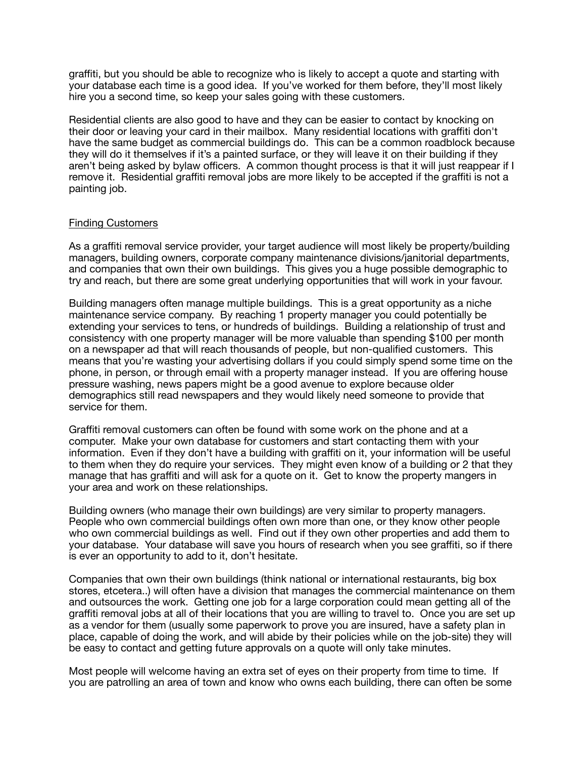graffiti, but you should be able to recognize who is likely to accept a quote and starting with your database each time is a good idea. If you've worked for them before, they'll most likely hire you a second time, so keep your sales going with these customers.

Residential clients are also good to have and they can be easier to contact by knocking on their door or leaving your card in their mailbox. Many residential locations with graffiti don't have the same budget as commercial buildings do. This can be a common roadblock because they will do it themselves if it's a painted surface, or they will leave it on their building if they aren't being asked by bylaw officers. A common thought process is that it will just reappear if I remove it. Residential graffiti removal jobs are more likely to be accepted if the graffiti is not a painting job.

<u>Finding Customers</u>

As a graffiti removal service provider, your target audience will most likely be property/building managers, building owners, corporate company maintenance divisions/janitorial departments, and companies that own their own buildings. This gives you a huge possible demographic to try and reach, but there are some great underlying opportunities that will work in your favour.

Building managers often manage multiple buildings. This is a great opportunity as a niche maintenance service company. By reaching 1 property manager you could potentially be extending your services to tens, or hundreds of buildings. Building a relationship of trust and consistency with one property manager will be more valuable than spending $100 per month on a newspaper ad that will reach thousands of people, but non-qualified customers. This means that you're wasting your advertising dollars if you could simply spend some time on the phone, in person, or through email with a property manager instead. If you are offering house pressure washing, news papers might be a good avenue to explore because older demographics still read newspapers and they would likely need someone to provide that service for them.

Graffiti removal customers can often be found with some work on the phone and at a computer. Make your own database for customers and start contacting them with your information. Even if they don't have a building with graffiti on it, your information will be useful to them when they do require your services. They might even know of a building or 2 that they manage that has graffiti and will ask for a quote on it. Get to know the property mangers in your area and work on these relationships.

Building owners (who manage their own buildings) are very similar to property managers. People who own commercial buildings often own more than one, or they know other people who own commercial buildings as well. Find out if they own other properties and add them to your database. Your database will save you hours of research when you see graffiti, so if there is ever an opportunity to add to it, don't hesitate.

Companies that own their own buildings (think national or international restaurants, big box stores, etcetera..) will often have a division that manages the commercial maintenance on them and outsources the work. Getting one job for a large corporation could mean getting all of the graffiti removal jobs at all of their locations that you are willing to travel to. Once you are set up as a vendor for them (usually some paperwork to prove you are insured, have a safety plan in place, capable of doing the work, and will abide by their policies while on the job-site) they will be easy to contact and getting future approvals on a quote will only take minutes.

Most people will welcome having an extra set of eyes on their property from time to time. If you are patrolling an area of town and know who owns each building, there can often be some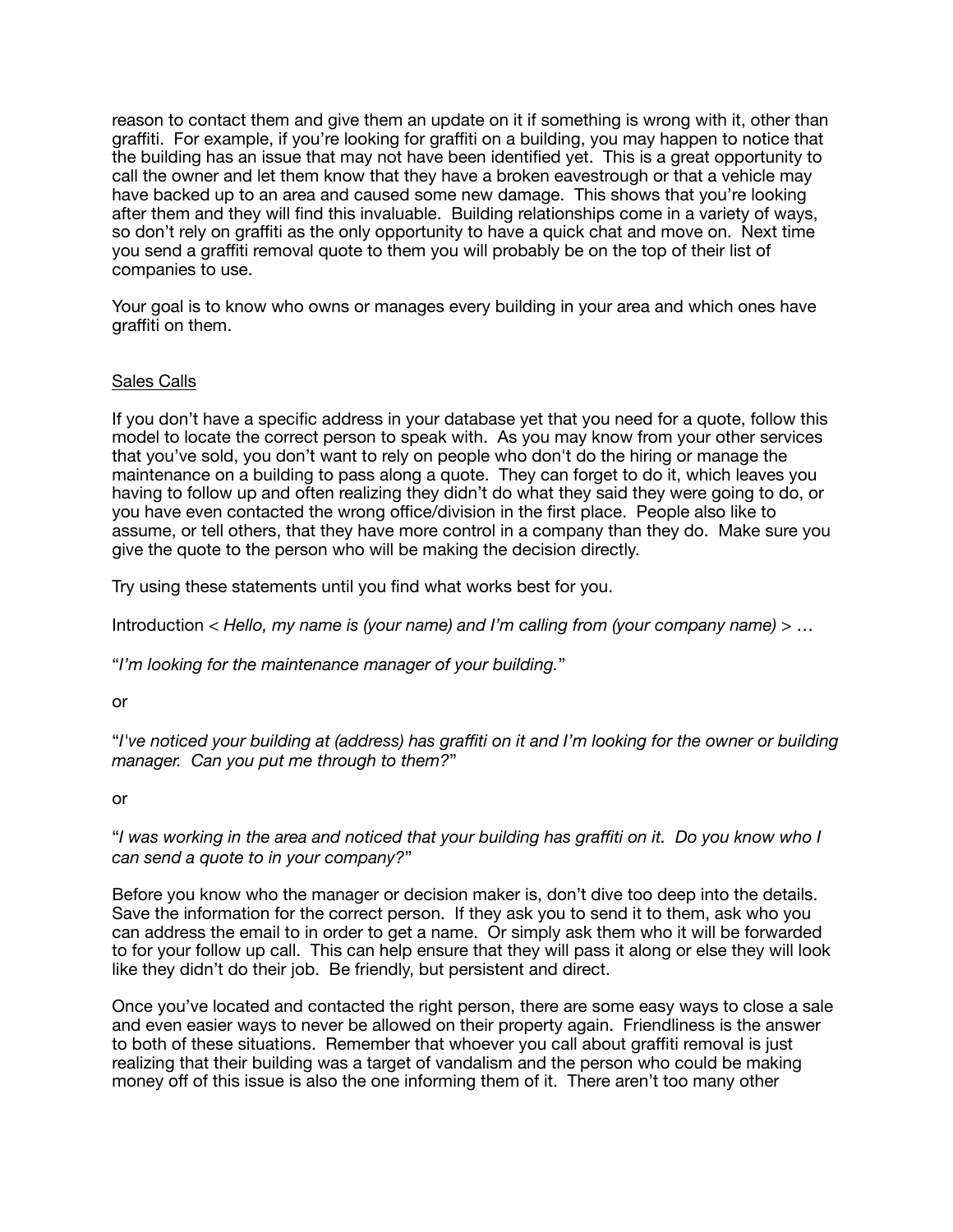reason to contact them and give them an update on it if something is wrong with it, other than graffiti. For example, if you're looking for graffiti on a building, you may happen to notice that the building has an issue that may not have been identified yet. This is a great opportunity to call the owner and let them know that they have a broken eavestrough or that a vehicle may have backed up to an area and caused some new damage. This shows that you're looking after them and they will find this invaluable. Building relationships come in a variety of ways, so don't rely on graffiti as the only opportunity to have a quick chat and move on. Next time you send a graffiti removal quote to them you will probably be on the top of their list of companies to use.

Your goal is to know who owns or manages every building in your area and which ones have graffiti on them.

<u>Sales Calls</u>

If you don't have a specific address in your database yet that you need for a quote, follow this model to locate the correct person to speak with. As you may know from your other services that you've sold, you don't want to rely on people who don't do the hiring or manage the maintenance on a building to pass along a quote. They can forget to do it, which leaves you having to follow up and often realizing they didn't do what they said they were going to do, or you have even contacted the wrong office/division in the first place. People also like to assume, or tell others, that they have more control in a company than they do. Make sure you give the quote to the person who will be making the decision directly.

Try using these statements until you find what works best for you.

Introduction < *Hello, my name is (your name) and I'm calling from (your company name)* > …

"*I'm looking for the maintenance manager of your building.*"

or

"*I've noticed your building at (address) has graffiti on it and I'm looking for the owner or building manager. Can you put me through to them?*"

or

"*I was working in the area and noticed that your building has graffiti on it. Do you know who I can send a quote to in your company?*"

Before you know who the manager or decision maker is, don't dive too deep into the details. Save the information for the correct person. If they ask you to send it to them, ask who you can address the email to in order to get a name. Or simply ask them who it will be forwarded to for your follow up call. This can help ensure that they will pass it along or else they will look like they didn't do their job. Be friendly, but persistent and direct.

Once you've located and contacted the right person, there are some easy ways to close a sale and even easier ways to never be allowed on their property again. Friendliness is the answer to both of these situations. Remember that whoever you call about graffiti removal is just realizing that their building was a target of vandalism and the person who could be making money off of this issue is also the one informing them of it. There aren't too many other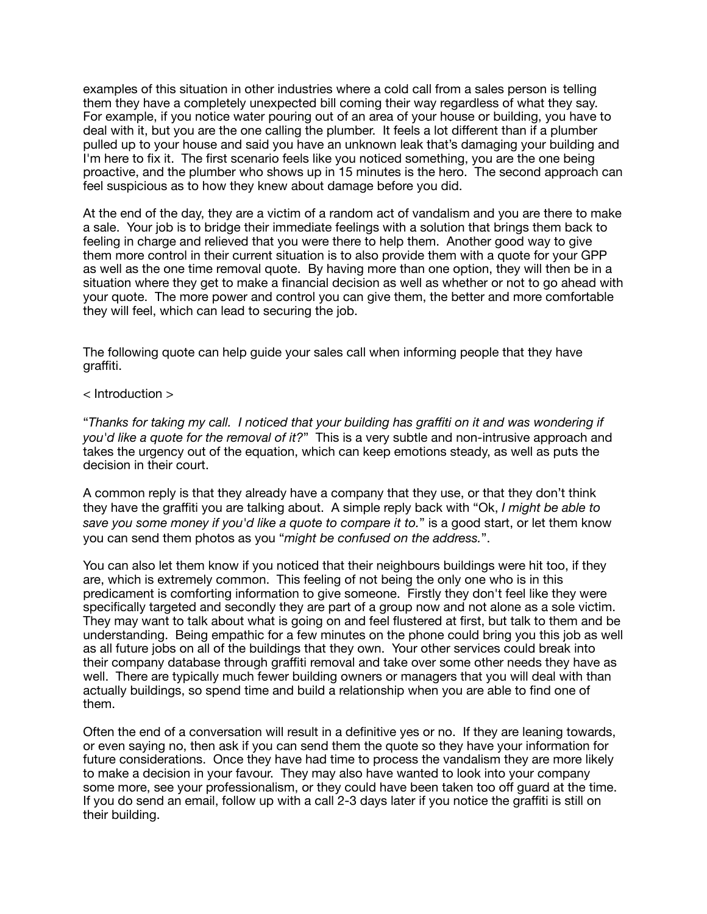examples of this situation in other industries where a cold call from a sales person is telling them they have a completely unexpected bill coming their way regardless of what they say. For example, if you notice water pouring out of an area of your house or building, you have to deal with it, but you are the one calling the plumber. It feels a lot different than if a plumber pulled up to your house and said you have an unknown leak that's damaging your building and I'm here to fix it. The first scenario feels like you noticed something, you are the one being proactive, and the plumber who shows up in 15 minutes is the hero. The second approach can feel suspicious as to how they knew about damage before you did.

At the end of the day, they are a victim of a random act of vandalism and you are there to make a sale. Your job is to bridge their immediate feelings with a solution that brings them back to feeling in charge and relieved that you were there to help them. Another good way to give them more control in their current situation is to also provide them with a quote for your GPP as well as the one time removal quote. By having more than one option, they will then be in a situation where they get to make a financial decision as well as whether or not to go ahead with your quote. The more power and control you can give them, the better and more comfortable they will feel, which can lead to securing the job.

The following quote can help guide your sales call when informing people that they have graffiti.

< Introduction >

"*Thanks for taking my call. I noticed that your building has graffiti on it and was wondering if you'd like a quote for the removal of it?*" This is a very subtle and non-intrusive approach and takes the urgency out of the equation, which can keep emotions steady, as well as puts the decision in their court.

A common reply is that they already have a company that they use, or that they don't think they have the graffiti you are talking about. A simple reply back with "Ok, *I might be able to save you some money if you'd like a quote to compare it to.*" is a good start, or let them know you can send them photos as you "*might be confused on the address.*".

You can also let them know if you noticed that their neighbours buildings were hit too, if they are, which is extremely common. This feeling of not being the only one who is in this predicament is comforting information to give someone. Firstly they don't feel like they were specifically targeted and secondly they are part of a group now and not alone as a sole victim. They may want to talk about what is going on and feel flustered at first, but talk to them and be understanding. Being empathic for a few minutes on the phone could bring you this job as well as all future jobs on all of the buildings that they own. Your other services could break into their company database through graffiti removal and take over some other needs they have as well. There are typically much fewer building owners or managers that you will deal with than actually buildings, so spend time and build a relationship when you are able to find one of them.

Often the end of a conversation will result in a definitive yes or no. If they are leaning towards, or even saying no, then ask if you can send them the quote so they have your information for future considerations. Once they have had time to process the vandalism they are more likely to make a decision in your favour. They may also have wanted to look into your company some more, see your professionalism, or they could have been taken too off guard at the time. If you do send an email, follow up with a call 2-3 days later if you notice the graffiti is still on their building.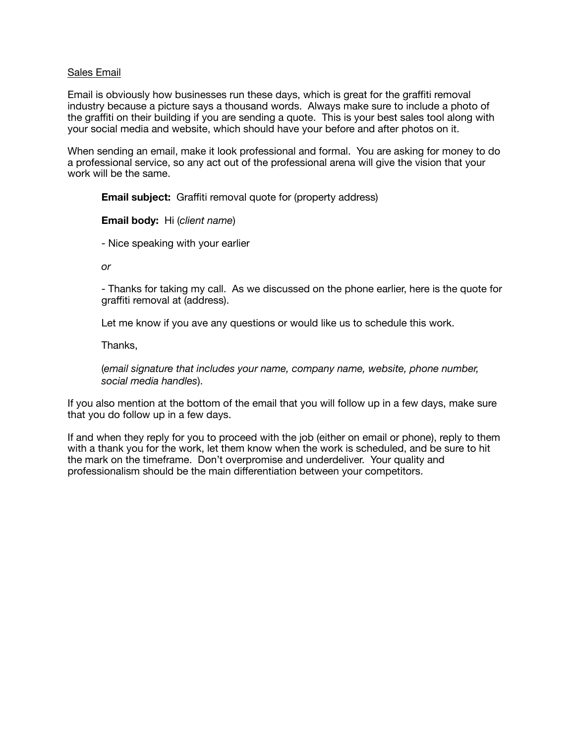<u>Sales Email</u>

Email is obviously how businesses run these days, which is great for the graffiti removal industry because a picture says a thousand words. Always make sure to include a photo of the graffiti on their building if you are sending a quote. This is your best sales tool along with your social media and website, which should have your before and after photos on it.

When sending an email, make it look professional and formal. You are asking for money to do a professional service, so any act out of the professional arena will give the vision that your work will be the same.

> **Email subject:** Graffiti removal quote for (property address)
>
> **Email body:** Hi (*client name*)
>
> - Nice speaking with your earlier
>
> *or*
>
> - Thanks for taking my call. As we discussed on the phone earlier, here is the quote for graffiti removal at (address).
>
> Let me know if you ave any questions or would like us to schedule this work.
>
> Thanks,
>
> (*email signature that includes your name, company name, website, phone number, social media handles*).

If you also mention at the bottom of the email that you will follow up in a few days, make sure that you do follow up in a few days.

If and when they reply for you to proceed with the job (either on email or phone), reply to them with a thank you for the work, let them know when the work is scheduled, and be sure to hit the mark on the timeframe. Don't overpromise and underdeliver. Your quality and professionalism should be the main differentiation between your competitors.